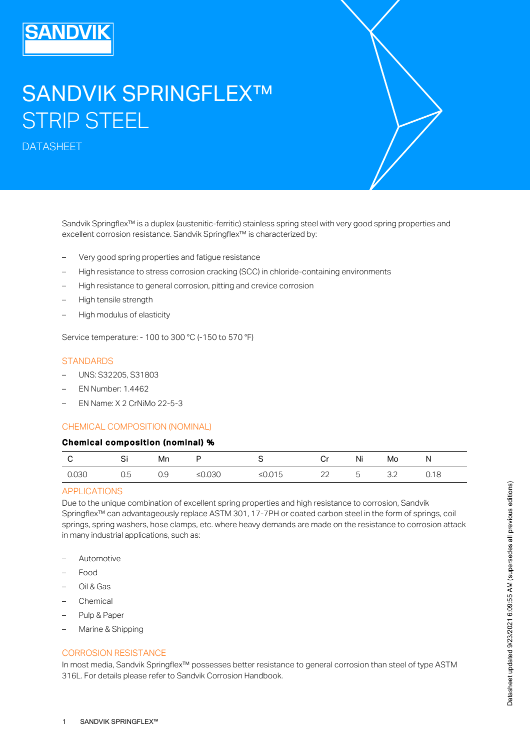# SANDVIK SPRINGFLEX™ STRIP STEEL

DATASHEET

Sandvik Springflex™ is a duplex (austenitic-ferritic) stainless spring steel with very good spring properties and excellent corrosion resistance. Sandvik Springflex™ is characterized by:

- Very good spring properties and fatigue resistance
- High resistance to stress corrosion cracking (SCC) in chloride-containing environments
- High resistance to general corrosion, pitting and crevice corrosion
- High tensile strength
- High modulus of elasticity

Service temperature: - 100 to 300 °C (-150 to 570 °F)

## STANDARDS

- UNS: S32205, S31803
- EN Number: 1.4462
- EN Name: X 2 CrNiMo 22-5-3

## CHEMICAL COMPOSITION (NOMINAL)

**Chemical composition (nominal) %**

| C | Si | Mn | P | S | Cr | Ni | Mo | N |
|---|---|---|---|---|---|---|---|---|
| 0.030 | 0.5 | 0.9 | ≤0.030 | ≤0.015 | 22 | 5 | 3.2 | 0.18 |

## APPLICATIONS

Due to the unique combination of excellent spring properties and high resistance to corrosion, Sandvik Springflex™ can advantageously replace ASTM 301, 17-7PH or coated carbon steel in the form of springs, coil springs, spring washers, hose clamps, etc. where heavy demands are made on the resistance to corrosion attack in many industrial applications, such as:

- Automotive
- Food
- Oil & Gas
- Chemical
- Pulp & Paper
- Marine & Shipping

## CORROSION RESISTANCE

In most media, Sandvik Springflex™ possesses better resistance to general corrosion than steel of type ASTM 316L. For details please refer to Sandvik Corrosion Handbook.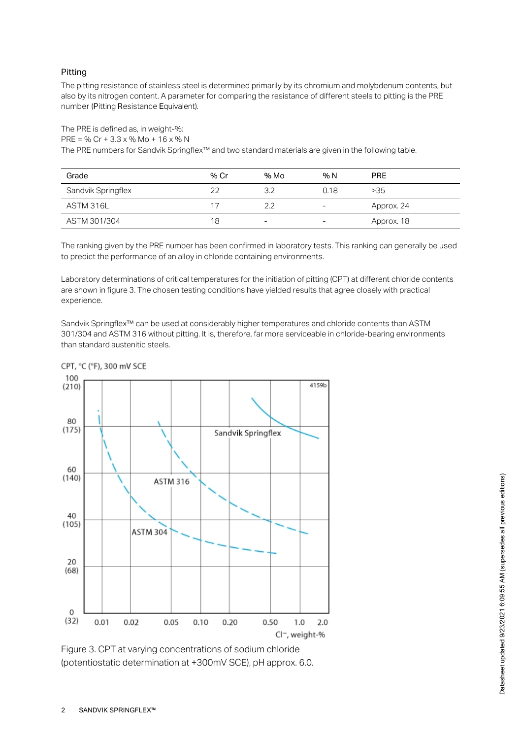## Pitting

The pitting resistance of stainless steel is determined primarily by its chromium and molybdenum contents, but also by its nitrogen content. A parameter for comparing the resistance of different steels to pitting is the PRE number (**P**itting **R**esistance **E**quivalent).

The PRE is defined as, in weight-%:

$$PRE = \%Cr + 3.3 \times \%Mo + 16 \times \%N$$

The PRE numbers for Sandvik Springflex™ and two standard materials are given in the following table.

| Grade | % Cr | % Mo | % N | PRE |
|---|---|---|---|---|
| Sandvik Springflex | 22 | 3.2 | 0.18 | >35 |
| ASTM 316L | 17 | 2.2 | - | Approx. 24 |
| ASTM 301/304 | 18 | - | - | Approx. 18 |

The ranking given by the PRE number has been confirmed in laboratory tests. This ranking can generally be used to predict the performance of an alloy in chloride containing environments.

Laboratory determinations of critical temperatures for the initiation of pitting (CPT) at different chloride contents are shown in figure 3. The chosen testing conditions have yielded results that agree closely with practical experience.

Sandvik Springflex™ can be used at considerably higher temperatures and chloride contents than ASTM 301/304 and ASTM 316 without pitting. It is, therefore, far more serviceable in chloride-bearing environments than standard austenitic steels.

CPT, °C (°F), 300 mV SCE

100 (210)
80 (175)
60 (140)
40 (105)
20 (68)
0 (32)

4159b

Sandvik Springflex
ASTM 316
ASTM 304

0.01 0.02 0.05 0.10 0.20 0.50 1.0 2.0

$Cl^-$, weight-%

Figure 3. CPT at varying concentrations of sodium chloride (potentiostatic determination at +300mV SCE), pH approx. 6.0.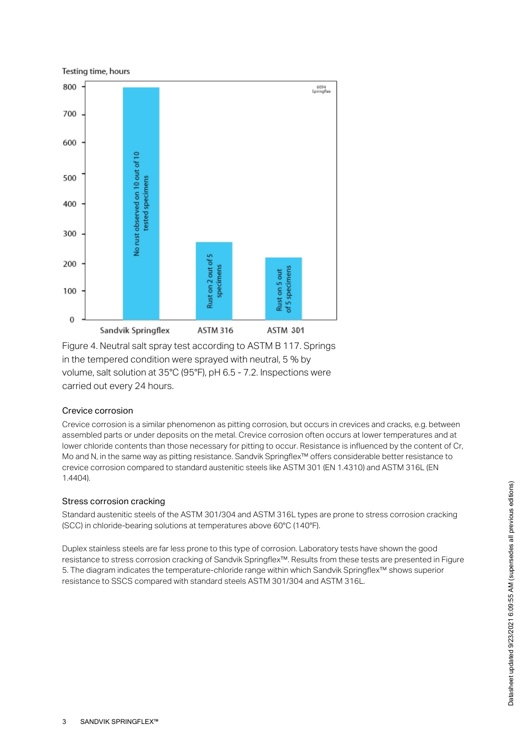Testing time, hours

800

700

600

500

400

300

200

100

0

6094 Springflex

No rust observed on 10 out of 10 tested specimens

Rust on 2 out of 5 specimens

Rust on 5 out of 5 specimens

Sandvik Springflex

ASTM 316

ASTM 301

Figure 4. Neutral salt spray test according to ASTM B 117. Springs in the tempered condition were sprayed with neutral, 5 % by volume, salt solution at 35°C (95°F), pH 6.5 - 7.2. Inspections were carried out every 24 hours.

### Crevice corrosion

Crevice corrosion is a similar phenomenon as pitting corrosion, but occurs in crevices and cracks, e.g. between assembled parts or under deposits on the metal. Crevice corrosion often occurs at lower temperatures and at lower chloride contents than those necessary for pitting to occur. Resistance is influenced by the content of Cr, Mo and N, in the same way as pitting resistance. Sandvik Springflex™ offers considerable better resistance to crevice corrosion compared to standard austenitic steels like ASTM 301 (EN 1.4310) and ASTM 316L (EN 1.4404).

### Stress corrosion cracking

Standard austenitic steels of the ASTM 301/304 and ASTM 316L types are prone to stress corrosion cracking (SCC) in chloride-bearing solutions at temperatures above 60°C (140°F).

Duplex stainless steels are far less prone to this type of corrosion. Laboratory tests have shown the good resistance to stress corrosion cracking of Sandvik Springflex™. Results from these tests are presented in Figure 5. The diagram indicates the temperature-chloride range within which Sandvik Springflex™ shows superior resistance to SSCS compared with standard steels ASTM 301/304 and ASTM 316L.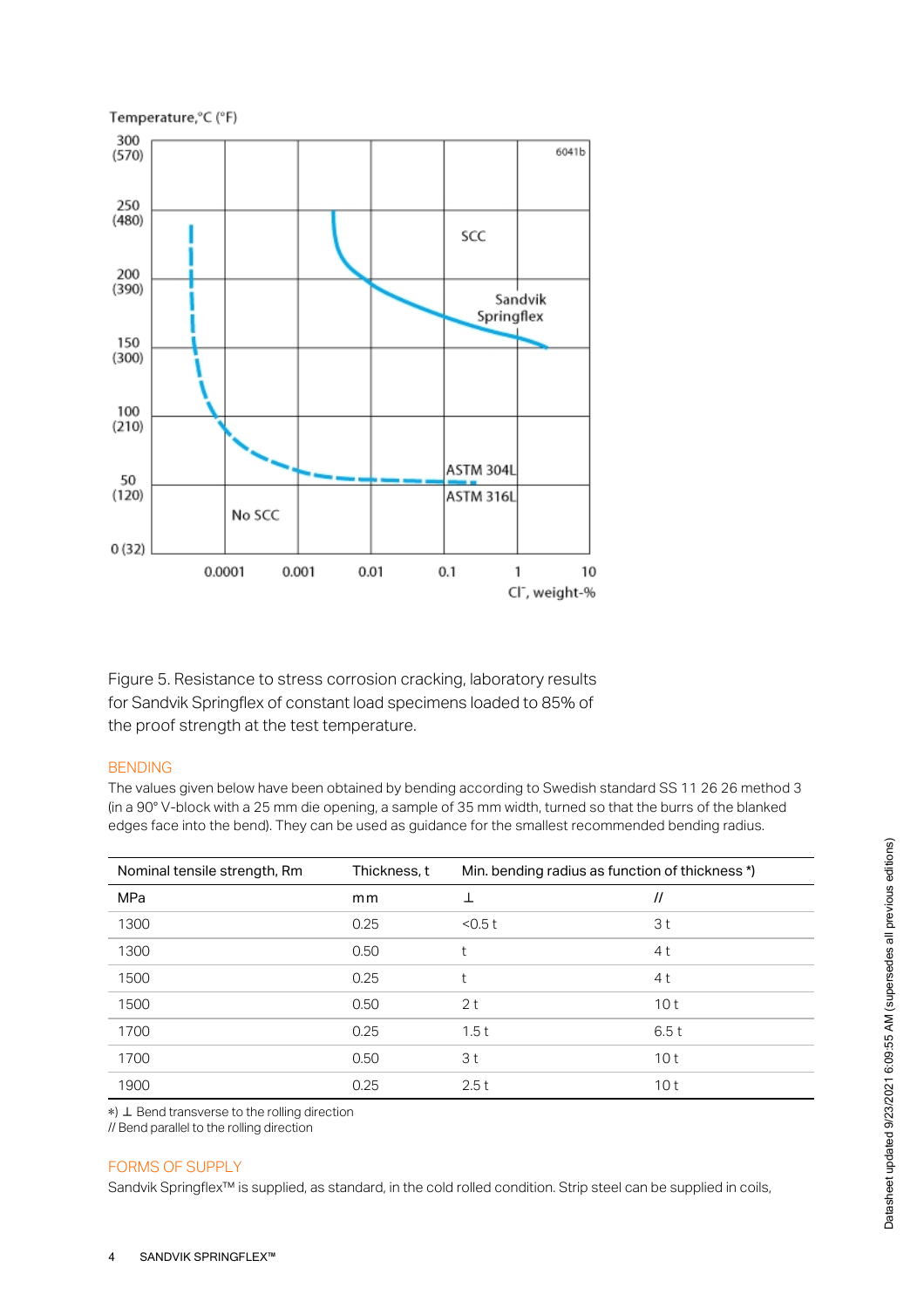Temperature,°C (°F)

300 (570)

250 (480)

200 (390)

150 (300)

100 (210)

50 (120)

0 (32)

6041b

SCC

Sandvik Springflex

ASTM 304L

ASTM 316L

No SCC

0.0001 0.001 0.01 0.1 1 10

Cl⁻, weight-%

Figure 5. Resistance to stress corrosion cracking, laboratory results for Sandvik Springflex of constant load specimens loaded to 85% of the proof strength at the test temperature.

## BENDING

The values given below have been obtained by bending according to Swedish standard SS 11 26 26 method 3 (in a 90° V-block with a 25 mm die opening, a sample of 35 mm width, turned so that the burrs of the blanked edges face into the bend). They can be used as guidance for the smallest recommended bending radius.

| Nominal tensile strength, Rm | Thickness, t | Min. bending radius as function of thickness *) | |
|---|---|---|---|
| MPa | mm | ⊥ | // |
| 1300 | 0.25 | <0.5 t | 3 t |
| 1300 | 0.50 | t | 4 t |
| 1500 | 0.25 | t | 4 t |
| 1500 | 0.50 | 2 t | 10 t |
| 1700 | 0.25 | 1.5 t | 6.5 t |
| 1700 | 0.50 | 3 t | 10 t |
| 1900 | 0.25 | 2.5 t | 10 t |

*) ⊥ Bend transverse to the rolling direction
// Bend parallel to the rolling direction

## FORMS OF SUPPLY

Sandvik Springflex™ is supplied, as standard, in the cold rolled condition. Strip steel can be supplied in coils,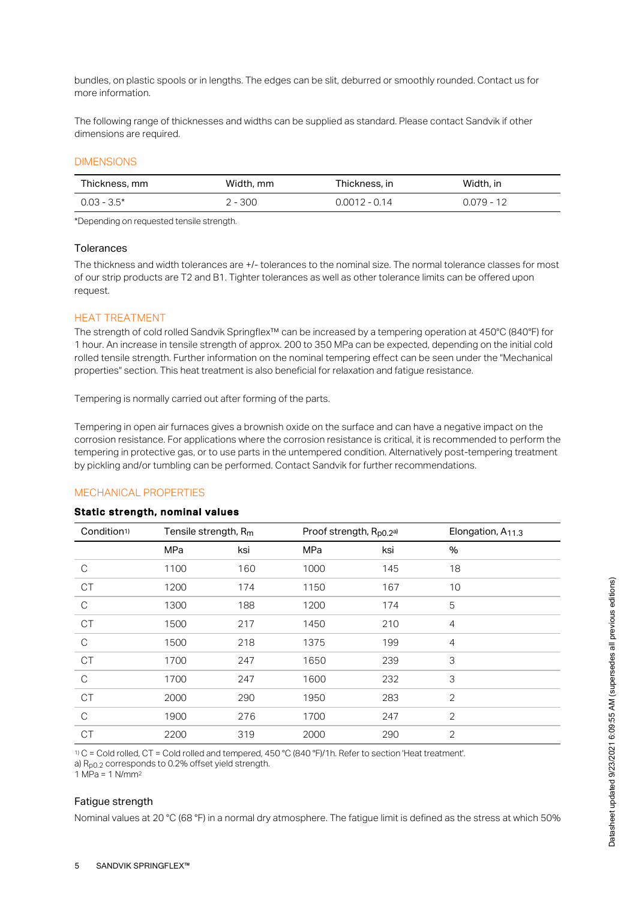bundles, on plastic spools or in lengths. The edges can be slit, deburred or smoothly rounded. Contact us for more information.

The following range of thicknesses and widths can be supplied as standard. Please contact Sandvik if other dimensions are required.

## DIMENSIONS

| Thickness, mm | Width, mm | Thickness, in | Width, in |
|---|---|---|---|
| 0.03 - 3.5* | 2 - 300 | 0.0012 - 0.14 | 0.079 - 12 |

*Depending on requested tensile strength.

### Tolerances

The thickness and width tolerances are +/- tolerances to the nominal size. The normal tolerance classes for most of our strip products are T2 and B1. Tighter tolerances as well as other tolerance limits can be offered upon request.

## HEAT TREATMENT

The strength of cold rolled Sandvik Springflex™ can be increased by a tempering operation at 450°C (840°F) for 1 hour. An increase in tensile strength of approx. 200 to 350 MPa can be expected, depending on the initial cold rolled tensile strength. Further information on the nominal tempering effect can be seen under the "Mechanical properties" section. This heat treatment is also beneficial for relaxation and fatigue resistance.

Tempering is normally carried out after forming of the parts.

Tempering in open air furnaces gives a brownish oxide on the surface and can have a negative impact on the corrosion resistance. For applications where the corrosion resistance is critical, it is recommended to perform the tempering in protective gas, or to use parts in the untempered condition. Alternatively post-tempering treatment by pickling and/or tumbling can be performed. Contact Sandvik for further recommendations.

## MECHANICAL PROPERTIES

**Static strength, nominal values**

| Condition[1] | Tensile strength, $R_m$ | | Proof strength, $R_{p0.2}$[a] | | Elongation, $A_{11.3}$ |
|---|---|---|---|---|---|
| | MPa | ksi | MPa | ksi | % |
| C | 1100 | 160 | 1000 | 145 | 18 |
| CT | 1200 | 174 | 1150 | 167 | 10 |
| C | 1300 | 188 | 1200 | 174 | 5 |
| CT | 1500 | 217 | 1450 | 210 | 4 |
| C | 1500 | 218 | 1375 | 199 | 4 |
| CT | 1700 | 247 | 1650 | 239 | 3 |
| C | 1700 | 247 | 1600 | 232 | 3 |
| CT | 2000 | 290 | 1950 | 283 | 2 |
| C | 1900 | 276 | 1700 | 247 | 2 |
| CT | 2200 | 319 | 2000 | 290 | 2 |

[1] C = Cold rolled, CT = Cold rolled and tempered, 450 °C (840 °F)/1h. Refer to section 'Heat treatment'.

a) $R_{p0.2}$ corresponds to 0.2% offset yield strength.

1 MPa = 1 N/mm$^2$

### Fatigue strength

Nominal values at 20 °C (68 °F) in a normal dry atmosphere. The fatigue limit is defined as the stress at which 50%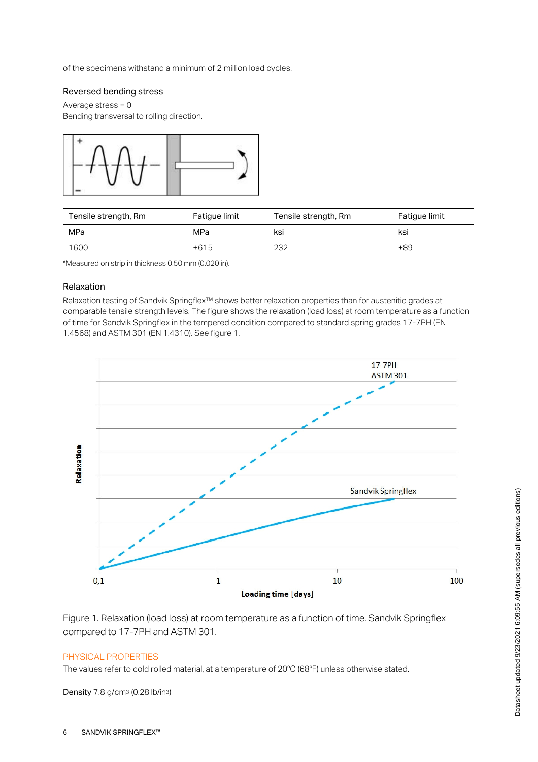of the specimens withstand a minimum of 2 million load cycles.

### Reversed bending stress

Average stress = 0
Bending transversal to rolling direction.

| Tensile strength, Rm | Fatigue limit | Tensile strength, Rm | Fatigue limit |
|---|---|---|---|
| MPa | MPa | ksi | ksi |
| 1600 | ±615 | 232 | ±89 |

*Measured on strip in thickness 0.50 mm (0.020 in).

### Relaxation

Relaxation testing of Sandvik Springflex™ shows better relaxation properties than for austenitic grades at comparable tensile strength levels. The figure shows the relaxation (load loss) at room temperature as a function of time for Sandvik Springflex in the tempered condition compared to standard spring grades 17-7PH (EN 1.4568) and ASTM 301 (EN 1.4310). See figure 1.

17-7PH
ASTM 301
Sandvik Springflex
Relaxation
0,1
1
10
100
Loading time [days]

Figure 1. Relaxation (load loss) at room temperature as a function of time. Sandvik Springflex compared to 17-7PH and ASTM 301.

## PHYSICAL PROPERTIES

The values refer to cold rolled material, at a temperature of 20°C (68°F) unless otherwise stated.

**Density** 7.8 g/cm$^3$ (0.28 lb/in$^3$)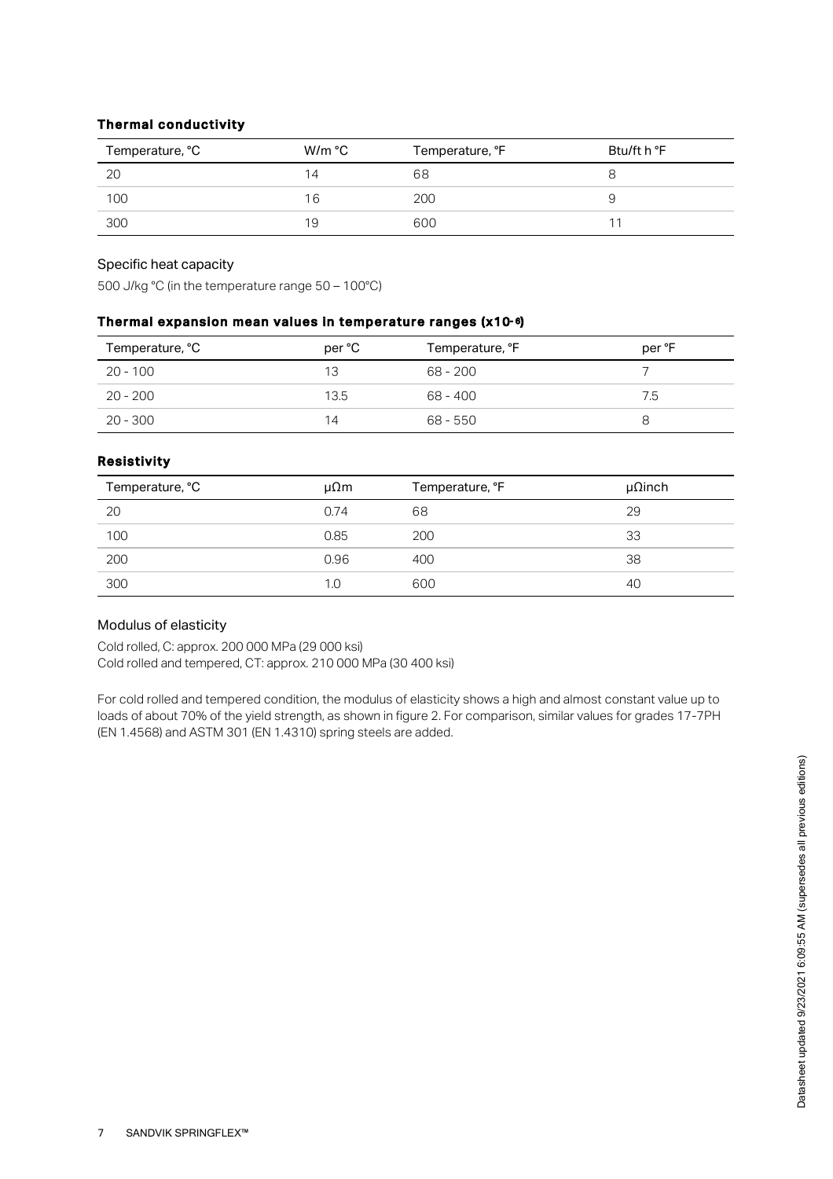### Thermal conductivity

| Temperature, °C | W/m °C | Temperature, °F | Btu/ft h °F |
|---|---|---|---|
| 20 | 14 | 68 | 8 |
| 100 | 16 | 200 | 9 |
| 300 | 19 | 600 | 11 |

#### Specific heat capacity

500 J/kg °C (in the temperature range 50 – 100°C)

### Thermal expansion mean values in temperature ranges (x10$^{-6}$)

| Temperature, °C | per °C | Temperature, °F | per °F |
|---|---|---|---|
| 20 - 100 | 13 | 68 - 200 | 7 |
| 20 - 200 | 13.5 | 68 - 400 | 7.5 |
| 20 - 300 | 14 | 68 - 550 | 8 |

### Resistivity

| Temperature, °C | μΩm | Temperature, °F | μΩinch |
|---|---|---|---|
| 20 | 0.74 | 68 | 29 |
| 100 | 0.85 | 200 | 33 |
| 200 | 0.96 | 400 | 38 |
| 300 | 1.0 | 600 | 40 |

#### Modulus of elasticity

Cold rolled, C: approx. 200 000 MPa (29 000 ksi)
Cold rolled and tempered, CT: approx. 210 000 MPa (30 400 ksi)

For cold rolled and tempered condition, the modulus of elasticity shows a high and almost constant value up to loads of about 70% of the yield strength, as shown in figure 2. For comparison, similar values for grades 17-7PH (EN 1.4568) and ASTM 301 (EN 1.4310) spring steels are added.

Datasheet updated 9/23/2021 6:09:55 AM (supersedes all previous editions)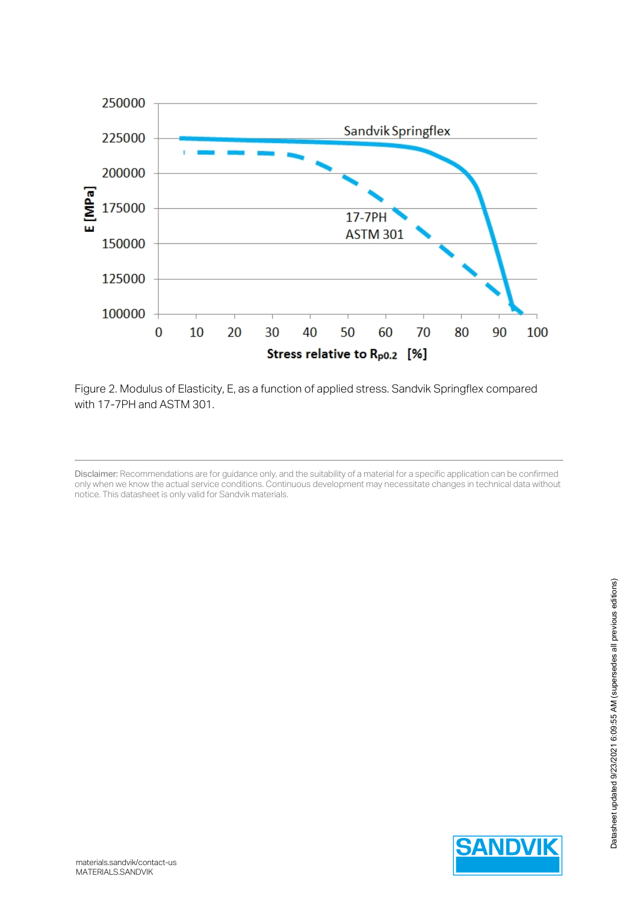250000
225000
200000
175000
150000
125000
100000

E [MPa]

0 10 20 30 40 50 60 70 80 90 100

Stress relative to $R_{p0.2}$ [%]

Sandvik Springflex

17-7PH
ASTM 301

Figure 2. Modulus of Elasticity, E, as a function of applied stress. Sandvik Springflex compared with 17-7PH and ASTM 301.

Disclaimer: Recommendations are for guidance only, and the suitability of a material for a specific application can be confirmed only when we know the actual service conditions. Continuous development may necessitate changes in technical data without notice. This datasheet is only valid for Sandvik materials.

materials.sandvik/contact-us
MATERIALS.SANDVIK

Datasheet updated 9/23/2021 6:09:55 AM (supersedes all previous editions)